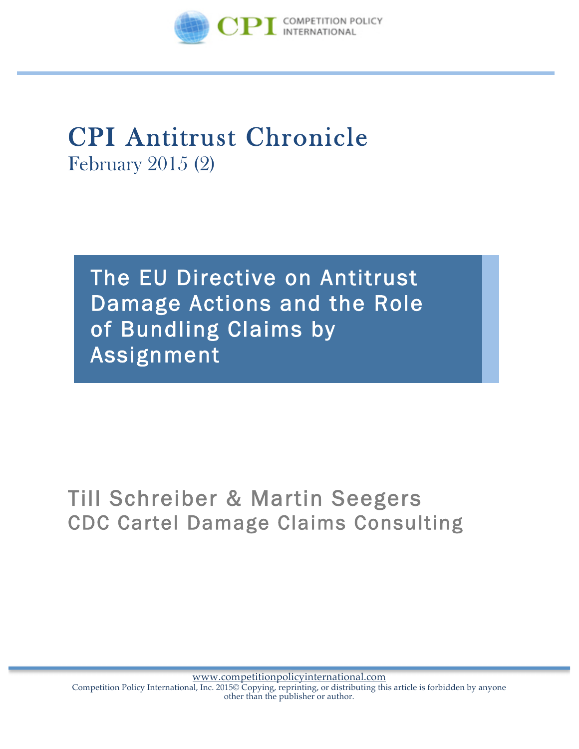CPI COMPETITION POLICY INTERNATIONAL

# CPI Antitrust Chronicle

February 2015 (2)

## The EU Directive on Antitrust Damage Actions and the Role of Bundling Claims by Assignment

Till Schreiber & Martin Seegers
CDC Cartel Damage Claims Consulting

www.competitionpolicyinternational.com
Competition Policy International, Inc. 2015© Copying, reprinting, or distributing this article is forbidden by anyone other than the publisher or author.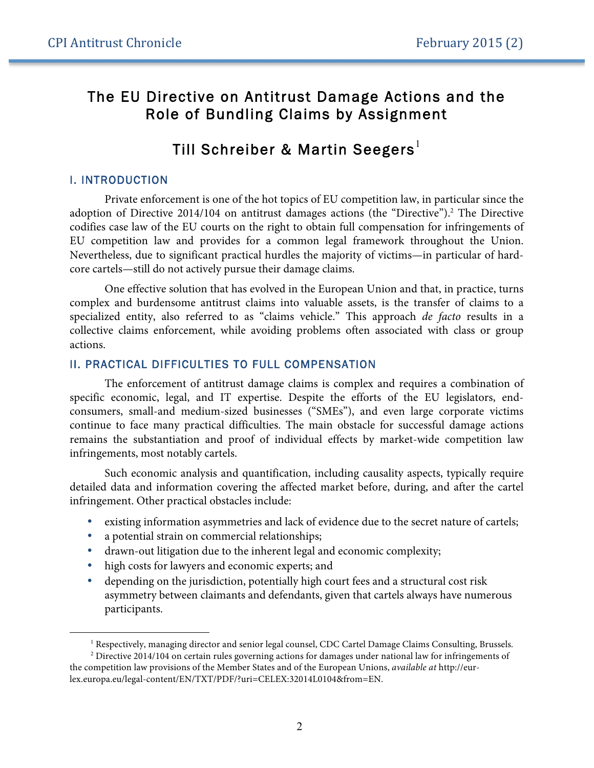# The EU Directive on Antitrust Damage Actions and the Role of Bundling Claims by Assignment

## Till Schreiber & Martin Seegers[1]

### I. INTRODUCTION

Private enforcement is one of the hot topics of EU competition law, in particular since the adoption of Directive 2014/104 on antitrust damages actions (the "Directive").[2] The Directive codifies case law of the EU courts on the right to obtain full compensation for infringements of EU competition law and provides for a common legal framework throughout the Union. Nevertheless, due to significant practical hurdles the majority of victims—in particular of hard-core cartels—still do not actively pursue their damage claims.

One effective solution that has evolved in the European Union and that, in practice, turns complex and burdensome antitrust claims into valuable assets, is the transfer of claims to a specialized entity, also referred to as "claims vehicle." This approach *de facto* results in a collective claims enforcement, while avoiding problems often associated with class or group actions.

### II. PRACTICAL DIFFICULTIES TO FULL COMPENSATION

The enforcement of antitrust damage claims is complex and requires a combination of specific economic, legal, and IT expertise. Despite the efforts of the EU legislators, end-consumers, small-and medium-sized businesses ("SMEs"), and even large corporate victims continue to face many practical difficulties. The main obstacle for successful damage actions remains the substantiation and proof of individual effects by market-wide competition law infringements, most notably cartels.

Such economic analysis and quantification, including causality aspects, typically require detailed data and information covering the affected market before, during, and after the cartel infringement. Other practical obstacles include:

- existing information asymmetries and lack of evidence due to the secret nature of cartels;
- a potential strain on commercial relationships;
- drawn-out litigation due to the inherent legal and economic complexity;
- high costs for lawyers and economic experts; and
- depending on the jurisdiction, potentially high court fees and a structural cost risk asymmetry between claimants and defendants, given that cartels always have numerous participants.

---

[1] Respectively, managing director and senior legal counsel, CDC Cartel Damage Claims Consulting, Brussels.

[2] Directive 2014/104 on certain rules governing actions for damages under national law for infringements of the competition law provisions of the Member States and of the European Unions, *available at* http://eur-lex.europa.eu/legal-content/EN/TXT/PDF/?uri=CELEX:32014L0104&from=EN.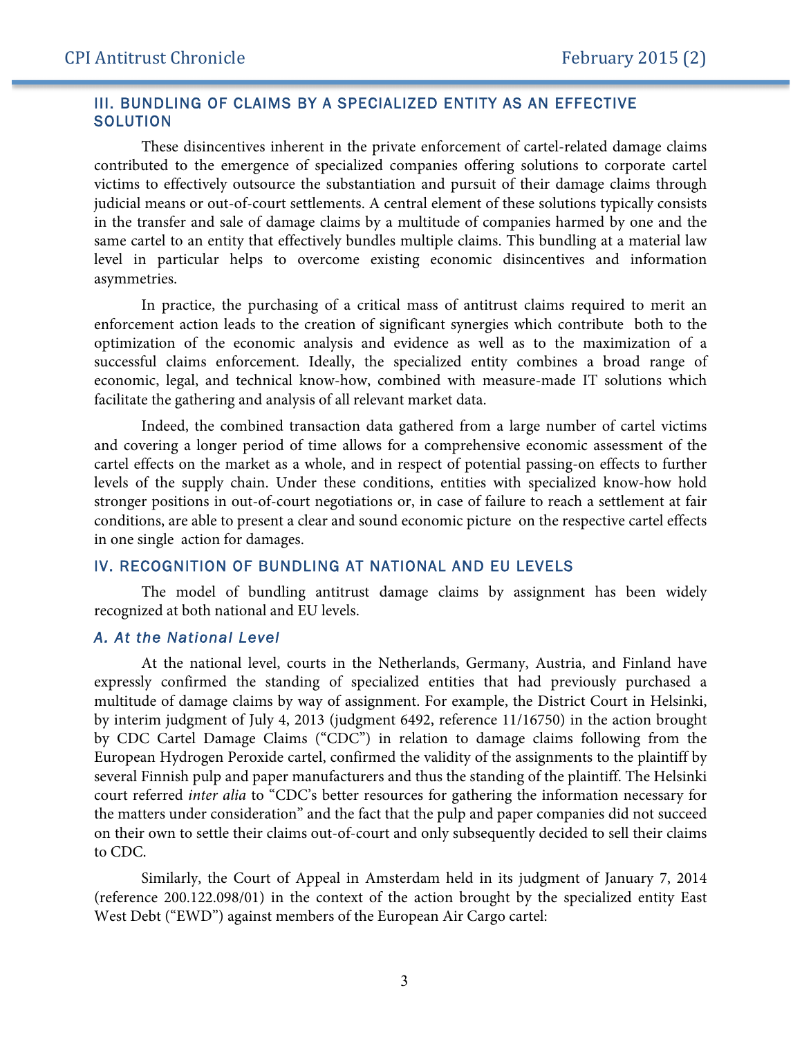## III. BUNDLING OF CLAIMS BY A SPECIALIZED ENTITY AS AN EFFECTIVE SOLUTION

These disincentives inherent in the private enforcement of cartel-related damage claims contributed to the emergence of specialized companies offering solutions to corporate cartel victims to effectively outsource the substantiation and pursuit of their damage claims through judicial means or out-of-court settlements. A central element of these solutions typically consists in the transfer and sale of damage claims by a multitude of companies harmed by one and the same cartel to an entity that effectively bundles multiple claims. This bundling at a material law level in particular helps to overcome existing economic disincentives and information asymmetries.

In practice, the purchasing of a critical mass of antitrust claims required to merit an enforcement action leads to the creation of significant synergies which contribute both to the optimization of the economic analysis and evidence as well as to the maximization of a successful claims enforcement. Ideally, the specialized entity combines a broad range of economic, legal, and technical know-how, combined with measure-made IT solutions which facilitate the gathering and analysis of all relevant market data.

Indeed, the combined transaction data gathered from a large number of cartel victims and covering a longer period of time allows for a comprehensive economic assessment of the cartel effects on the market as a whole, and in respect of potential passing-on effects to further levels of the supply chain. Under these conditions, entities with specialized know-how hold stronger positions in out-of-court negotiations or, in case of failure to reach a settlement at fair conditions, are able to present a clear and sound economic picture on the respective cartel effects in one single action for damages.

## IV. RECOGNITION OF BUNDLING AT NATIONAL AND EU LEVELS

The model of bundling antitrust damage claims by assignment has been widely recognized at both national and EU levels.

### *A. At the National Level*

At the national level, courts in the Netherlands, Germany, Austria, and Finland have expressly confirmed the standing of specialized entities that had previously purchased a multitude of damage claims by way of assignment. For example, the District Court in Helsinki, by interim judgment of July 4, 2013 (judgment 6492, reference 11/16750) in the action brought by CDC Cartel Damage Claims ("CDC") in relation to damage claims following from the European Hydrogen Peroxide cartel, confirmed the validity of the assignments to the plaintiff by several Finnish pulp and paper manufacturers and thus the standing of the plaintiff. The Helsinki court referred *inter alia* to "CDC's better resources for gathering the information necessary for the matters under consideration" and the fact that the pulp and paper companies did not succeed on their own to settle their claims out-of-court and only subsequently decided to sell their claims to CDC.

Similarly, the Court of Appeal in Amsterdam held in its judgment of January 7, 2014 (reference 200.122.098/01) in the context of the action brought by the specialized entity East West Debt ("EWD") against members of the European Air Cargo cartel: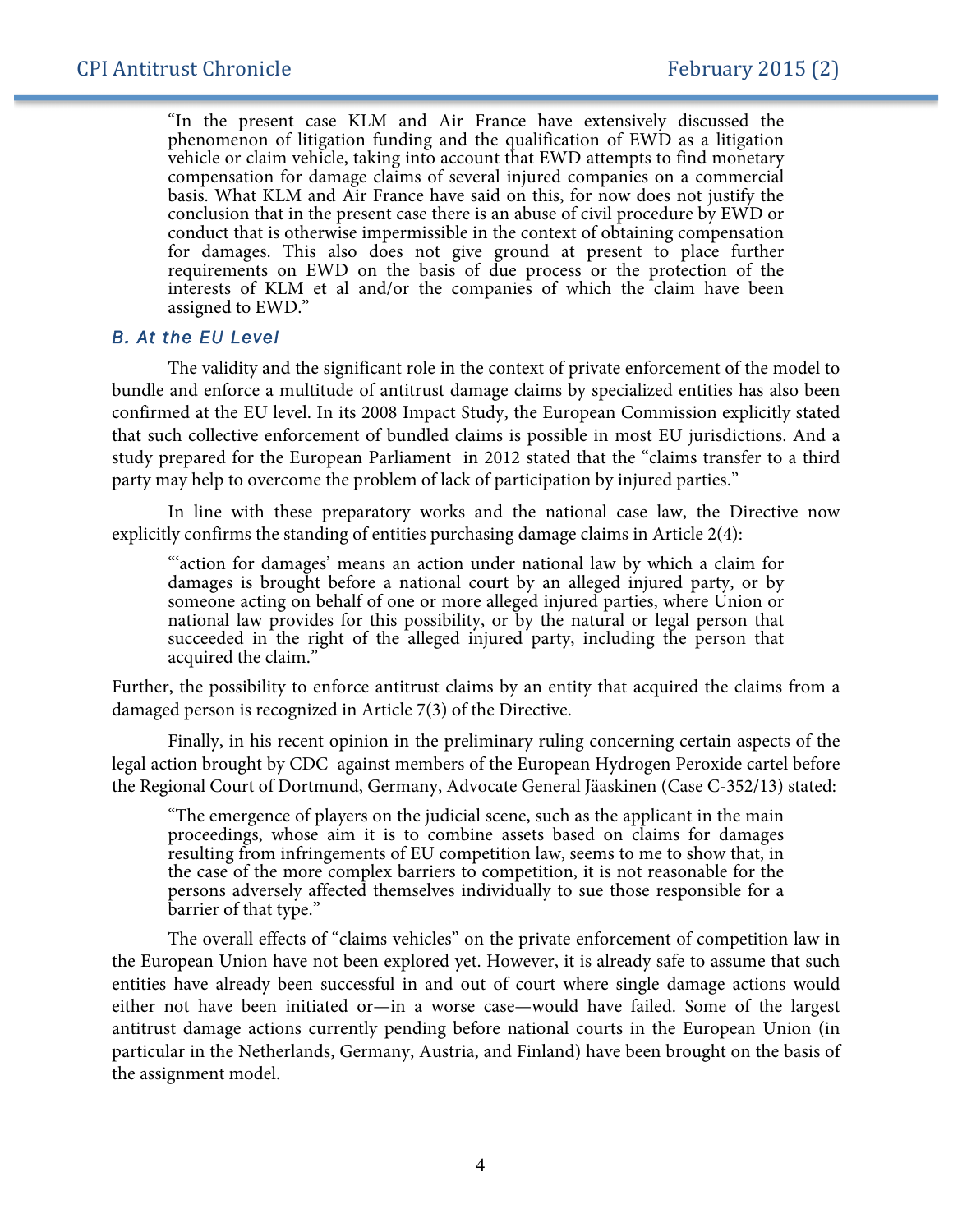> "In the present case KLM and Air France have extensively discussed the phenomenon of litigation funding and the qualification of EWD as a litigation vehicle or claim vehicle, taking into account that EWD attempts to find monetary compensation for damage claims of several injured companies on a commercial basis. What KLM and Air France have said on this, for now does not justify the conclusion that in the present case there is an abuse of civil procedure by EWD or conduct that is otherwise impermissible in the context of obtaining compensation for damages. This also does not give ground at present to place further requirements on EWD on the basis of due process or the protection of the interests of KLM et al and/or the companies of which the claim have been assigned to EWD."

### *B. At the EU Level*

The validity and the significant role in the context of private enforcement of the model to bundle and enforce a multitude of antitrust damage claims by specialized entities has also been confirmed at the EU level. In its 2008 Impact Study, the European Commission explicitly stated that such collective enforcement of bundled claims is possible in most EU jurisdictions. And a study prepared for the European Parliament in 2012 stated that the "claims transfer to a third party may help to overcome the problem of lack of participation by injured parties."

In line with these preparatory works and the national case law, the Directive now explicitly confirms the standing of entities purchasing damage claims in Article 2(4):

> "'action for damages' means an action under national law by which a claim for damages is brought before a national court by an alleged injured party, or by someone acting on behalf of one or more alleged injured parties, where Union or national law provides for this possibility, or by the natural or legal person that succeeded in the right of the alleged injured party, including the person that acquired the claim."

Further, the possibility to enforce antitrust claims by an entity that acquired the claims from a damaged person is recognized in Article 7(3) of the Directive.

Finally, in his recent opinion in the preliminary ruling concerning certain aspects of the legal action brought by CDC against members of the European Hydrogen Peroxide cartel before the Regional Court of Dortmund, Germany, Advocate General Jääskinen (Case C-352/13) stated:

> "The emergence of players on the judicial scene, such as the applicant in the main proceedings, whose aim it is to combine assets based on claims for damages resulting from infringements of EU competition law, seems to me to show that, in the case of the more complex barriers to competition, it is not reasonable for the persons adversely affected themselves individually to sue those responsible for a barrier of that type."

The overall effects of "claims vehicles" on the private enforcement of competition law in the European Union have not been explored yet. However, it is already safe to assume that such entities have already been successful in and out of court where single damage actions would either not have been initiated or—in a worse case—would have failed. Some of the largest antitrust damage actions currently pending before national courts in the European Union (in particular in the Netherlands, Germany, Austria, and Finland) have been brought on the basis of the assignment model.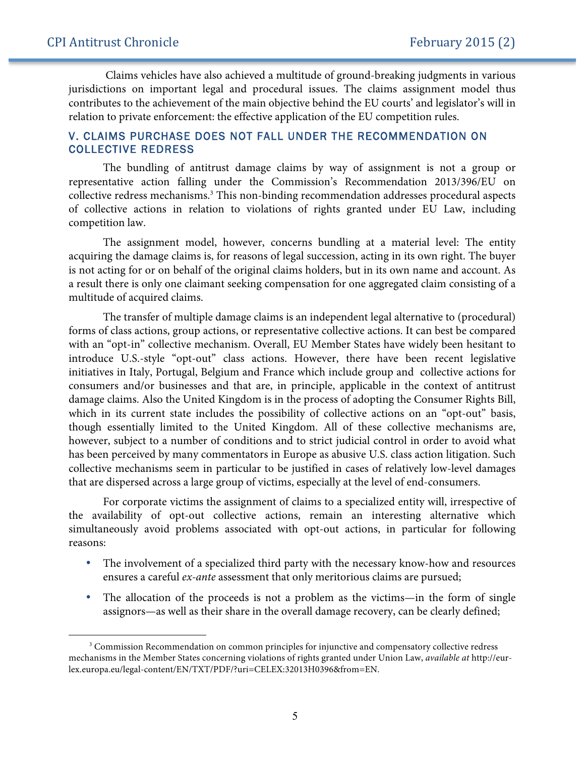Claims vehicles have also achieved a multitude of ground-breaking judgments in various jurisdictions on important legal and procedural issues. The claims assignment model thus contributes to the achievement of the main objective behind the EU courts' and legislator's will in relation to private enforcement: the effective application of the EU competition rules.

## V. CLAIMS PURCHASE DOES NOT FALL UNDER THE RECOMMENDATION ON COLLECTIVE REDRESS

The bundling of antitrust damage claims by way of assignment is not a group or representative action falling under the Commission's Recommendation 2013/396/EU on collective redress mechanisms.[3] This non-binding recommendation addresses procedural aspects of collective actions in relation to violations of rights granted under EU Law, including competition law.

The assignment model, however, concerns bundling at a material level: The entity acquiring the damage claims is, for reasons of legal succession, acting in its own right. The buyer is not acting for or on behalf of the original claims holders, but in its own name and account. As a result there is only one claimant seeking compensation for one aggregated claim consisting of a multitude of acquired claims.

The transfer of multiple damage claims is an independent legal alternative to (procedural) forms of class actions, group actions, or representative collective actions. It can best be compared with an "opt-in" collective mechanism. Overall, EU Member States have widely been hesitant to introduce U.S.-style "opt-out" class actions. However, there have been recent legislative initiatives in Italy, Portugal, Belgium and France which include group and collective actions for consumers and/or businesses and that are, in principle, applicable in the context of antitrust damage claims. Also the United Kingdom is in the process of adopting the Consumer Rights Bill, which in its current state includes the possibility of collective actions on an "opt-out" basis, though essentially limited to the United Kingdom. All of these collective mechanisms are, however, subject to a number of conditions and to strict judicial control in order to avoid what has been perceived by many commentators in Europe as abusive U.S. class action litigation. Such collective mechanisms seem in particular to be justified in cases of relatively low-level damages that are dispersed across a large group of victims, especially at the level of end-consumers.

For corporate victims the assignment of claims to a specialized entity will, irrespective of the availability of opt-out collective actions, remain an interesting alternative which simultaneously avoid problems associated with opt-out actions, in particular for following reasons:

- The involvement of a specialized third party with the necessary know-how and resources ensures a careful *ex-ante* assessment that only meritorious claims are pursued;
- The allocation of the proceeds is not a problem as the victims—in the form of single assignors—as well as their share in the overall damage recovery, can be clearly defined;

[3] Commission Recommendation on common principles for injunctive and compensatory collective redress mechanisms in the Member States concerning violations of rights granted under Union Law, *available at* http://eur-lex.europa.eu/legal-content/EN/TXT/PDF/?uri=CELEX:32013H0396&from=EN.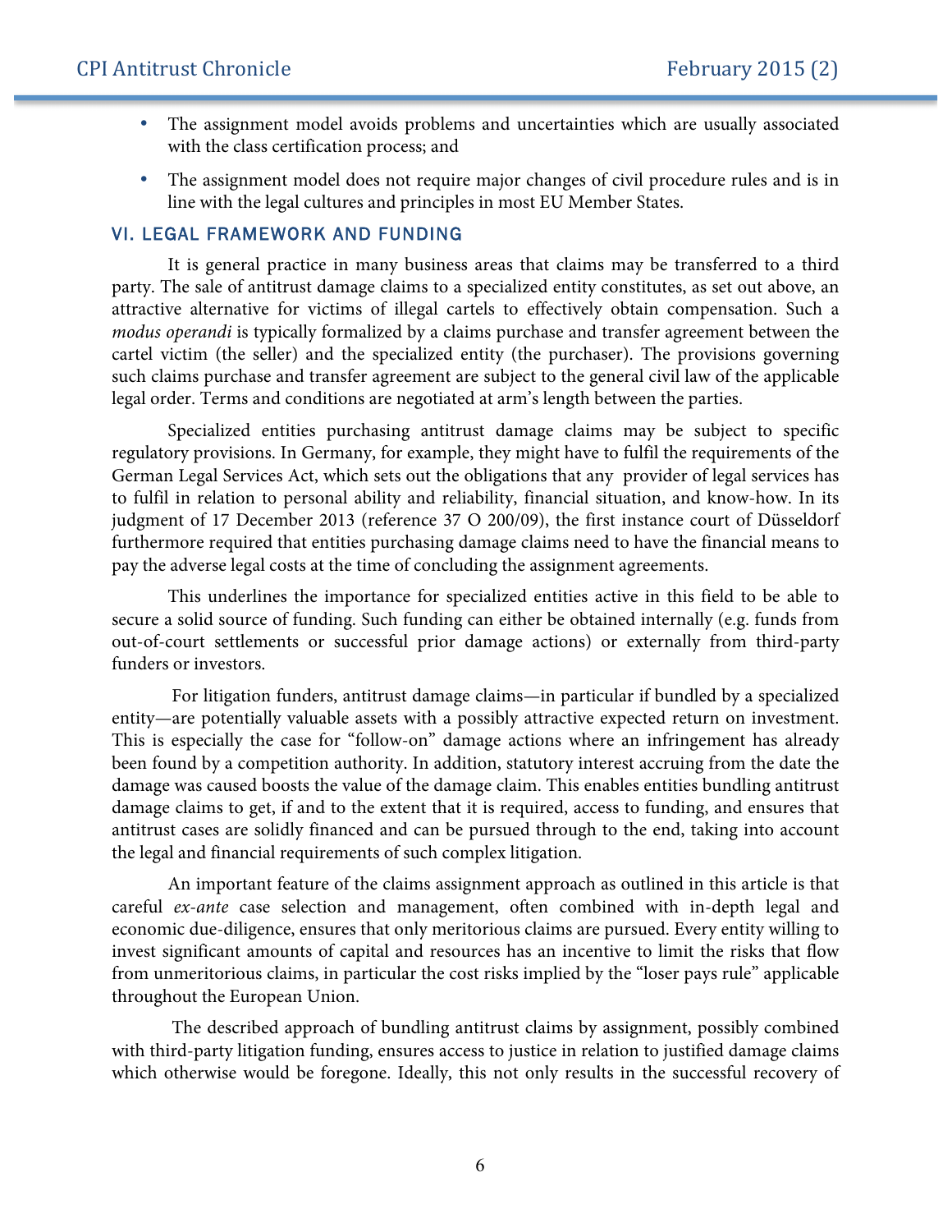- The assignment model avoids problems and uncertainties which are usually associated with the class certification process; and
- The assignment model does not require major changes of civil procedure rules and is in line with the legal cultures and principles in most EU Member States.

## VI. LEGAL FRAMEWORK AND FUNDING

It is general practice in many business areas that claims may be transferred to a third party. The sale of antitrust damage claims to a specialized entity constitutes, as set out above, an attractive alternative for victims of illegal cartels to effectively obtain compensation. Such a *modus operandi* is typically formalized by a claims purchase and transfer agreement between the cartel victim (the seller) and the specialized entity (the purchaser). The provisions governing such claims purchase and transfer agreement are subject to the general civil law of the applicable legal order. Terms and conditions are negotiated at arm's length between the parties.

Specialized entities purchasing antitrust damage claims may be subject to specific regulatory provisions. In Germany, for example, they might have to fulfil the requirements of the German Legal Services Act, which sets out the obligations that any provider of legal services has to fulfil in relation to personal ability and reliability, financial situation, and know-how. In its judgment of 17 December 2013 (reference 37 O 200/09), the first instance court of Düsseldorf furthermore required that entities purchasing damage claims need to have the financial means to pay the adverse legal costs at the time of concluding the assignment agreements.

This underlines the importance for specialized entities active in this field to be able to secure a solid source of funding. Such funding can either be obtained internally (e.g. funds from out-of-court settlements or successful prior damage actions) or externally from third-party funders or investors.

For litigation funders, antitrust damage claims—in particular if bundled by a specialized entity—are potentially valuable assets with a possibly attractive expected return on investment. This is especially the case for "follow-on" damage actions where an infringement has already been found by a competition authority. In addition, statutory interest accruing from the date the damage was caused boosts the value of the damage claim. This enables entities bundling antitrust damage claims to get, if and to the extent that it is required, access to funding, and ensures that antitrust cases are solidly financed and can be pursued through to the end, taking into account the legal and financial requirements of such complex litigation.

An important feature of the claims assignment approach as outlined in this article is that careful *ex-ante* case selection and management, often combined with in-depth legal and economic due-diligence, ensures that only meritorious claims are pursued. Every entity willing to invest significant amounts of capital and resources has an incentive to limit the risks that flow from unmeritorious claims, in particular the cost risks implied by the "loser pays rule" applicable throughout the European Union.

The described approach of bundling antitrust claims by assignment, possibly combined with third-party litigation funding, ensures access to justice in relation to justified damage claims which otherwise would be foregone. Ideally, this not only results in the successful recovery of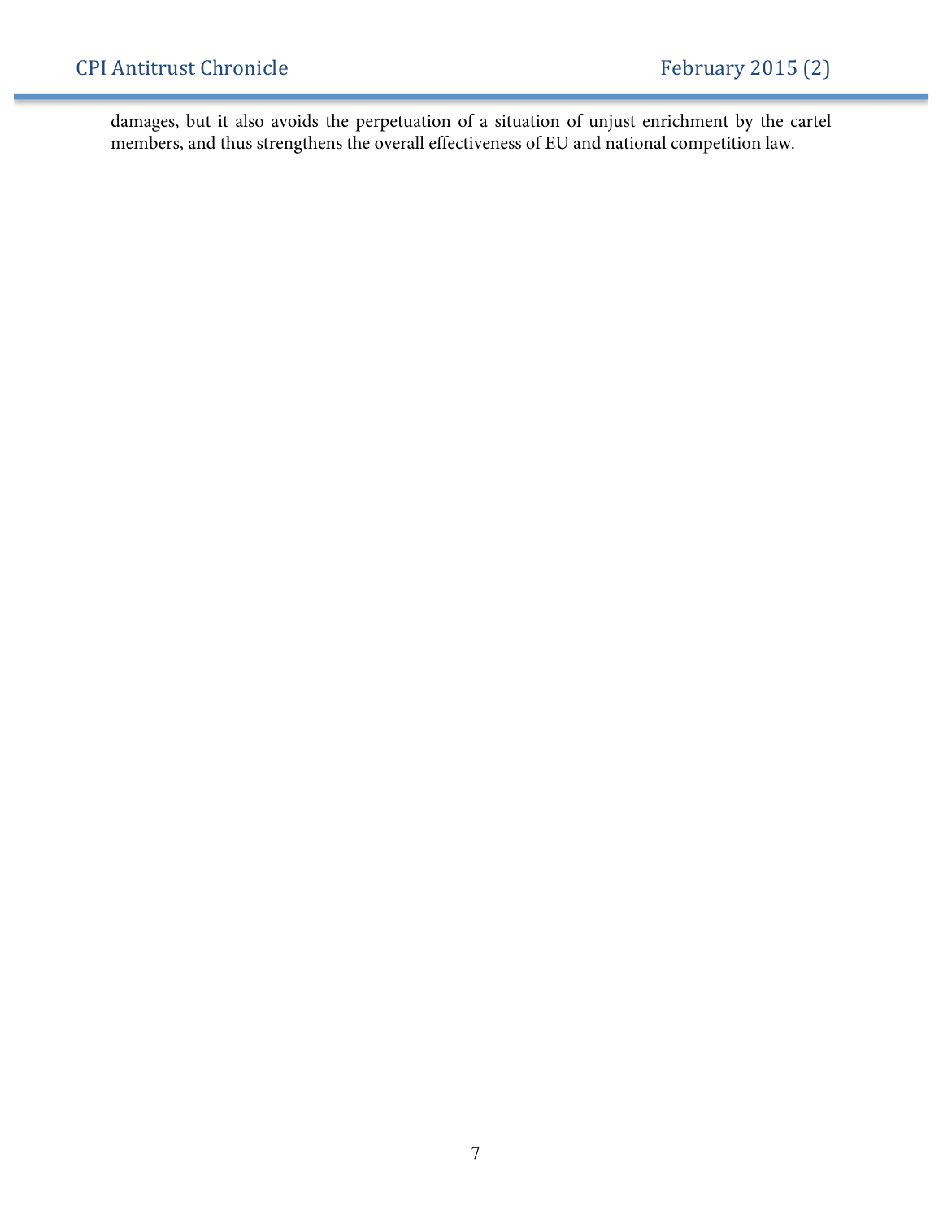damages, but it also avoids the perpetuation of a situation of unjust enrichment by the cartel members, and thus strengthens the overall effectiveness of EU and national competition law.